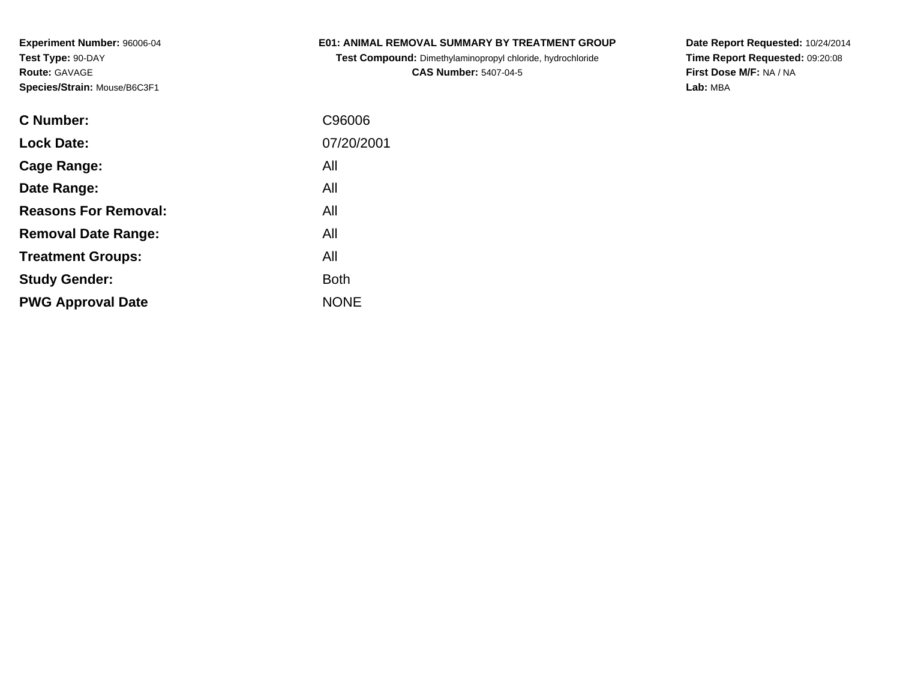**Experiment Number:** 96006-04
**Test Type:** 90-DAY
**Route:** GAVAGE
**Species/Strain:** Mouse/B6C3F1

**E01: ANIMAL REMOVAL SUMMARY BY TREATMENT GROUP**
**Test Compound:** Dimethylaminopropyl chloride, hydrochloride
**CAS Number:** 5407-04-5

**Date Report Requested:** 10/24/2014
**Time Report Requested:** 09:20:08
**First Dose M/F:** NA / NA
**Lab:** MBA

| | |
|---|---|
| **C Number:** | C96006 |
| **Lock Date:** | 07/20/2001 |
| **Cage Range:** | All |
| **Date Range:** | All |
| **Reasons For Removal:** | All |
| **Removal Date Range:** | All |
| **Treatment Groups:** | All |
| **Study Gender:** | Both |
| **PWG Approval Date** | NONE |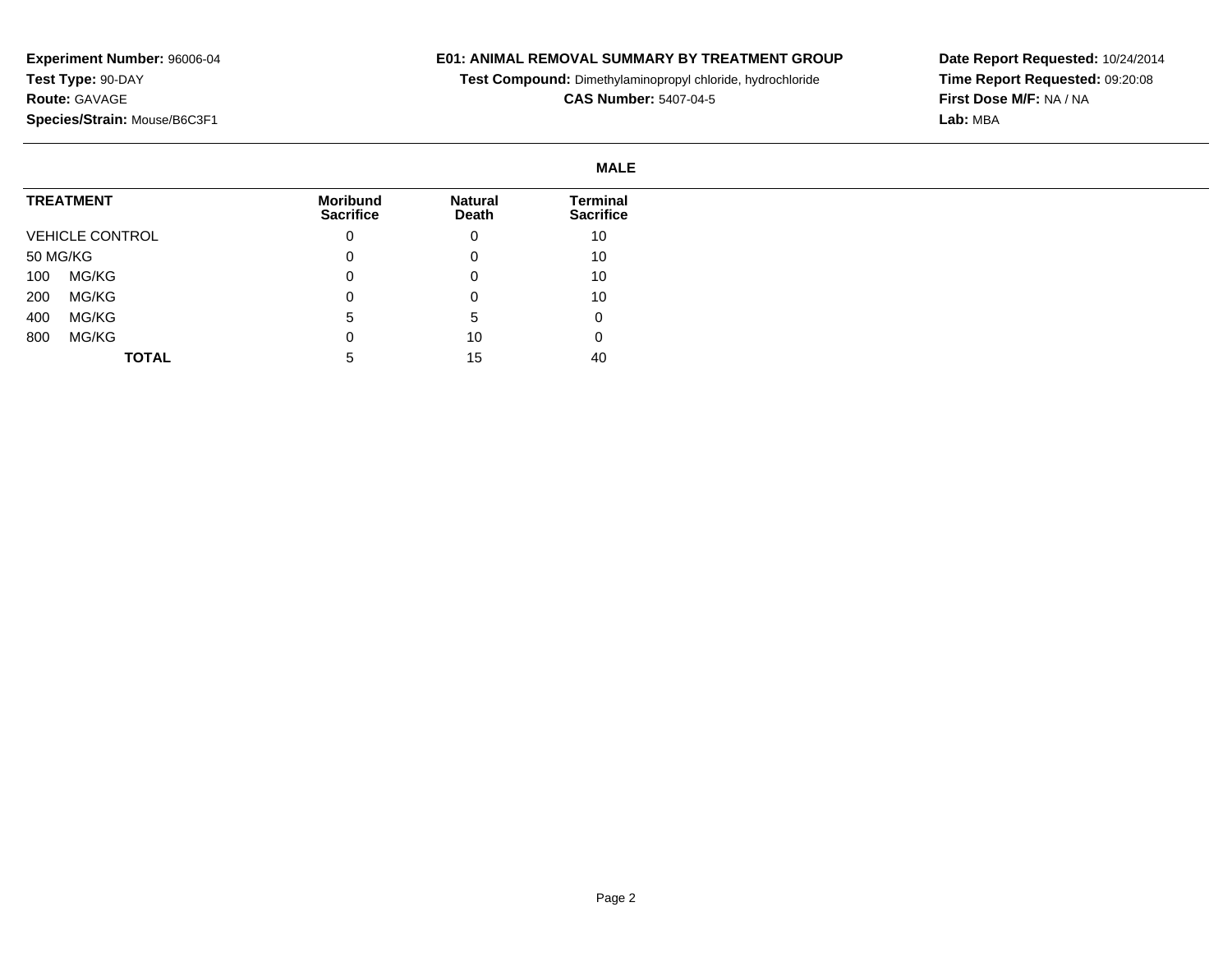**Experiment Number:** 96006-04
**Test Type:** 90-DAY
**Route:** GAVAGE
**Species/Strain:** Mouse/B6C3F1

# E01: ANIMAL REMOVAL SUMMARY BY TREATMENT GROUP

**Test Compound:** Dimethylaminopropyl chloride, hydrochloride
**CAS Number:** 5407-04-5

**Date Report Requested:** 10/24/2014
**Time Report Requested:** 09:20:08
**First Dose M/F:** NA / NA
**Lab:** MBA

## MALE

| TREATMENT | Moribund Sacrifice | Natural Death | Terminal Sacrifice |
|---|---|---|---|
| VEHICLE CONTROL | 0 | 0 | 10 |
| 50 MG/KG | 0 | 0 | 10 |
| 100 MG/KG | 0 | 0 | 10 |
| 200 MG/KG | 0 | 0 | 10 |
| 400 MG/KG | 5 | 5 | 0 |
| 800 MG/KG | 0 | 10 | 0 |
| **TOTAL** | 5 | 15 | 40 |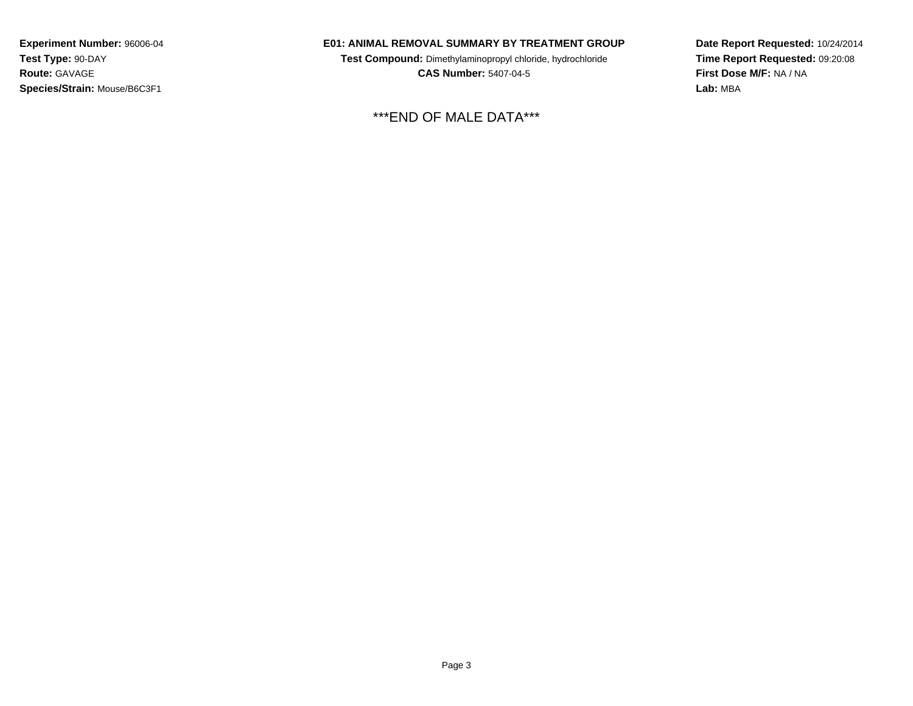**Experiment Number:** 96006-04
**Test Type:** 90-DAY
**Route:** GAVAGE
**Species/Strain:** Mouse/B6C3F1

**E01: ANIMAL REMOVAL SUMMARY BY TREATMENT GROUP**
**Test Compound:** Dimethylaminopropyl chloride, hydrochloride
**CAS Number:** 5407-04-5

**Date Report Requested:** 10/24/2014
**Time Report Requested:** 09:20:08
**First Dose M/F:** NA / NA
**Lab:** MBA

***END OF MALE DATA***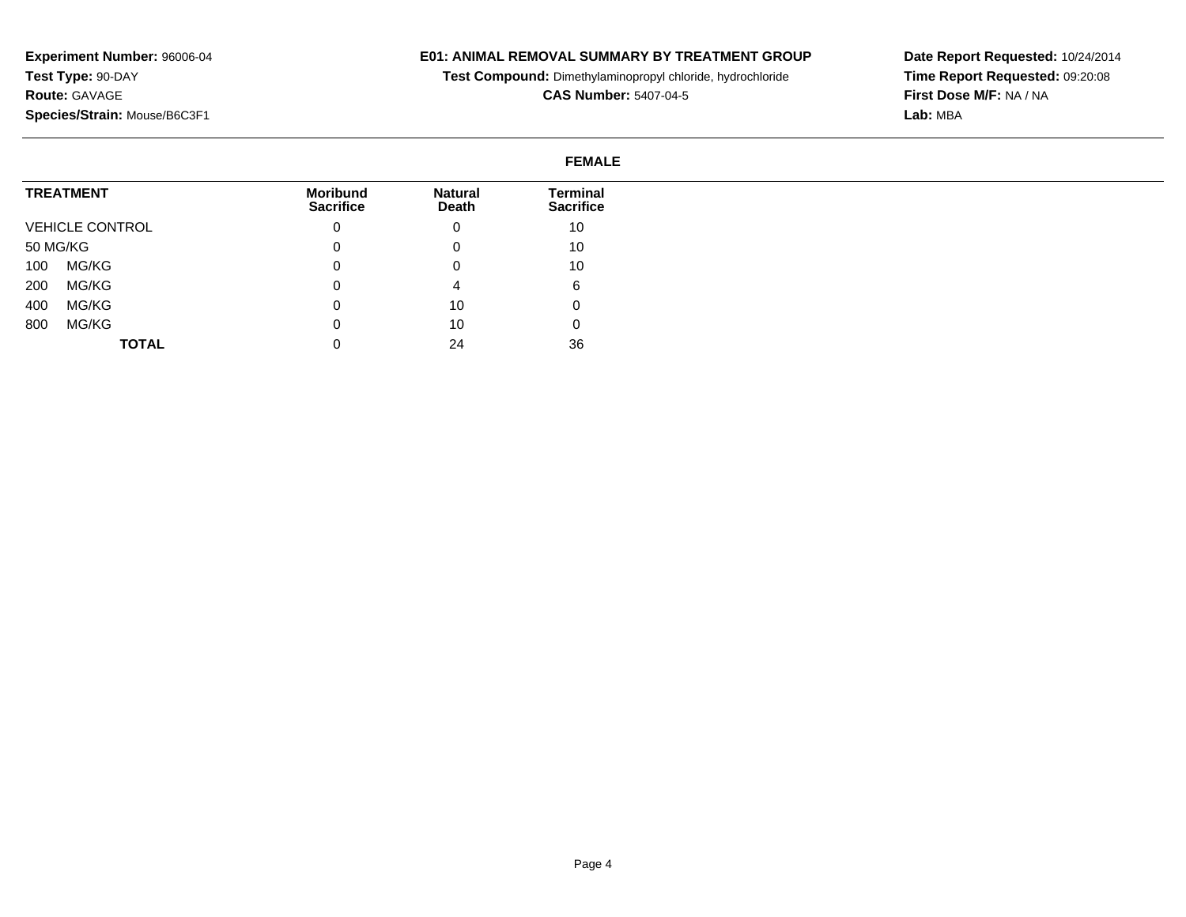**Experiment Number:** 96006-04
**Test Type:** 90-DAY
**Route:** GAVAGE
**Species/Strain:** Mouse/B6C3F1

**E01: ANIMAL REMOVAL SUMMARY BY TREATMENT GROUP**
**Test Compound:** Dimethylaminopropyl chloride, hydrochloride
**CAS Number:** 5407-04-5

**Date Report Requested:** 10/24/2014
**Time Report Requested:** 09:20:08
**First Dose M/F:** NA / NA
**Lab:** MBA

**FEMALE**

| TREATMENT | Moribund Sacrifice | Natural Death | Terminal Sacrifice |
|---|---|---|---|
| VEHICLE CONTROL | 0 | 0 | 10 |
| 50 MG/KG | 0 | 0 | 10 |
| 100 MG/KG | 0 | 0 | 10 |
| 200 MG/KG | 0 | 4 | 6 |
| 400 MG/KG | 0 | 10 | 0 |
| 800 MG/KG | 0 | 10 | 0 |
| **TOTAL** | 0 | 24 | 36 |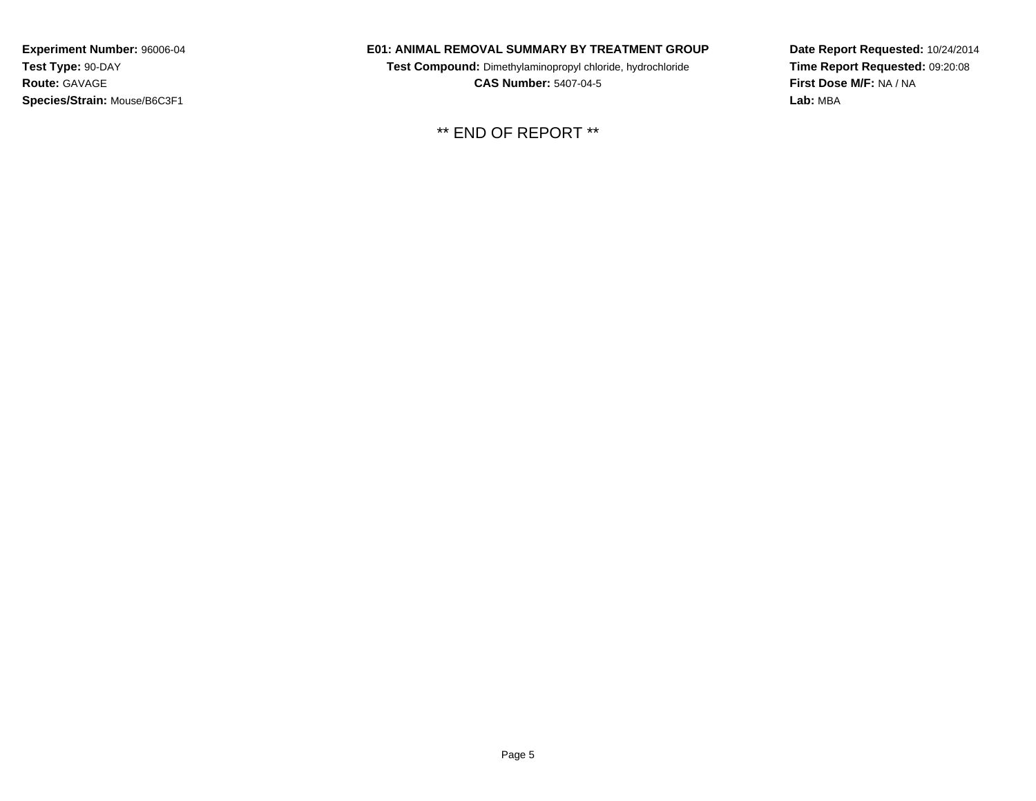**Experiment Number:** 96006-04
**Test Type:** 90-DAY
**Route:** GAVAGE
**Species/Strain:** Mouse/B6C3F1

**E01: ANIMAL REMOVAL SUMMARY BY TREATMENT GROUP**
**Test Compound:** Dimethylaminopropyl chloride, hydrochloride
**CAS Number:** 5407-04-5

**Date Report Requested:** 10/24/2014
**Time Report Requested:** 09:20:08
**First Dose M/F:** NA / NA
**Lab:** MBA

** END OF REPORT **